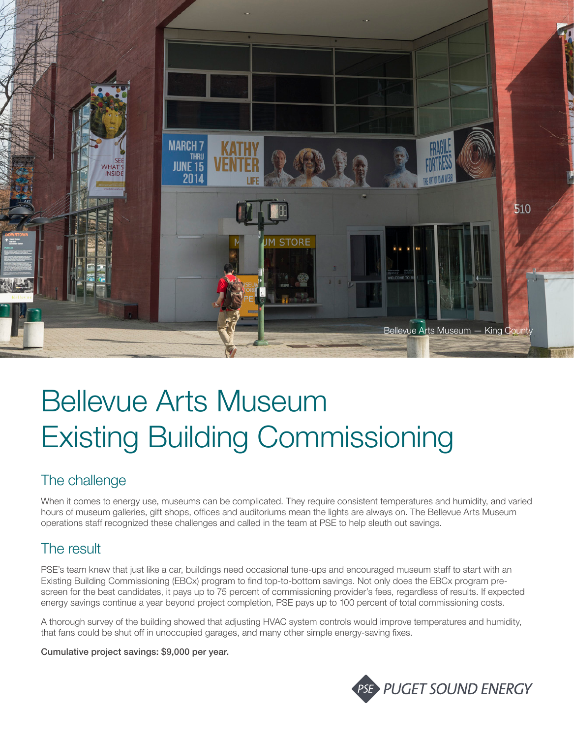Bellevue Arts Museum — King County

# Bellevue Arts Museum Existing Building Commissioning

## The challenge

When it comes to energy use, museums can be complicated. They require consistent temperatures and humidity, and varied hours of museum galleries, gift shops, offices and auditoriums mean the lights are always on. The Bellevue Arts Museum operations staff recognized these challenges and called in the team at PSE to help sleuth out savings.

## The result

PSE's team knew that just like a car, buildings need occasional tune-ups and encouraged museum staff to start with an Existing Building Commissioning (EBCx) program to find top-to-bottom savings. Not only does the EBCx program pre-screen for the best candidates, it pays up to 75 percent of commissioning provider's fees, regardless of results. If expected energy savings continue a year beyond project completion, PSE pays up to 100 percent of total commissioning costs.

A thorough survey of the building showed that adjusting HVAC system controls would improve temperatures and humidity, that fans could be shut off in unoccupied garages, and many other simple energy-saving fixes.

**Cumulative project savings: $9,000 per year.**

PSE PUGET SOUND ENERGY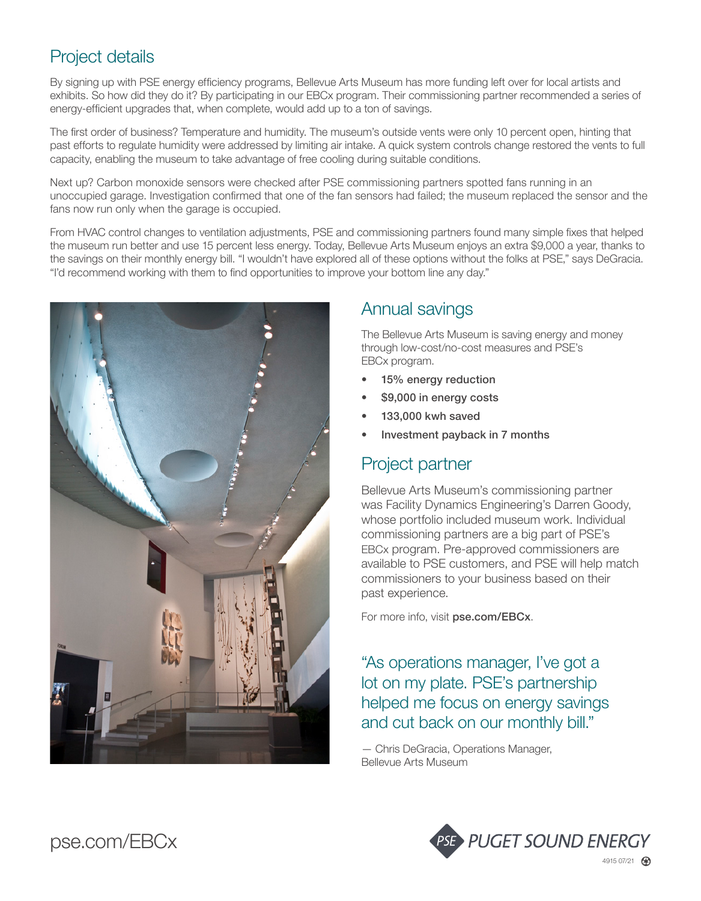## Project details

By signing up with PSE energy efficiency programs, Bellevue Arts Museum has more funding left over for local artists and exhibits. So how did they do it? By participating in our EBCx program. Their commissioning partner recommended a series of energy-efficient upgrades that, when complete, would add up to a ton of savings.

The first order of business? Temperature and humidity. The museum's outside vents were only 10 percent open, hinting that past efforts to regulate humidity were addressed by limiting air intake. A quick system controls change restored the vents to full capacity, enabling the museum to take advantage of free cooling during suitable conditions.

Next up? Carbon monoxide sensors were checked after PSE commissioning partners spotted fans running in an unoccupied garage. Investigation confirmed that one of the fan sensors had failed; the museum replaced the sensor and the fans now run only when the garage is occupied.

From HVAC control changes to ventilation adjustments, PSE and commissioning partners found many simple fixes that helped the museum run better and use 15 percent less energy. Today, Bellevue Arts Museum enjoys an extra $9,000 a year, thanks to the savings on their monthly energy bill. "I wouldn't have explored all of these options without the folks at PSE," says DeGracia. "I'd recommend working with them to find opportunities to improve your bottom line any day."

## Annual savings

The Bellevue Arts Museum is saving energy and money through low-cost/no-cost measures and PSE's EBCx program.

- **15% energy reduction**
- **$9,000 in energy costs**
- **133,000 kwh saved**
- **Investment payback in 7 months**

## Project partner

Bellevue Arts Museum's commissioning partner was Facility Dynamics Engineering's Darren Goody, whose portfolio included museum work. Individual commissioning partners are a big part of PSE's EBCx program. Pre-approved commissioners are available to PSE customers, and PSE will help match commissioners to your business based on their past experience.

For more info, visit **pse.com/EBCx**.

"As operations manager, I've got a lot on my plate. PSE's partnership helped me focus on energy savings and cut back on our monthly bill."

— Chris DeGracia, Operations Manager, Bellevue Arts Museum

pse.com/EBCx

PSE PUGET SOUND ENERGY

4915 07/21